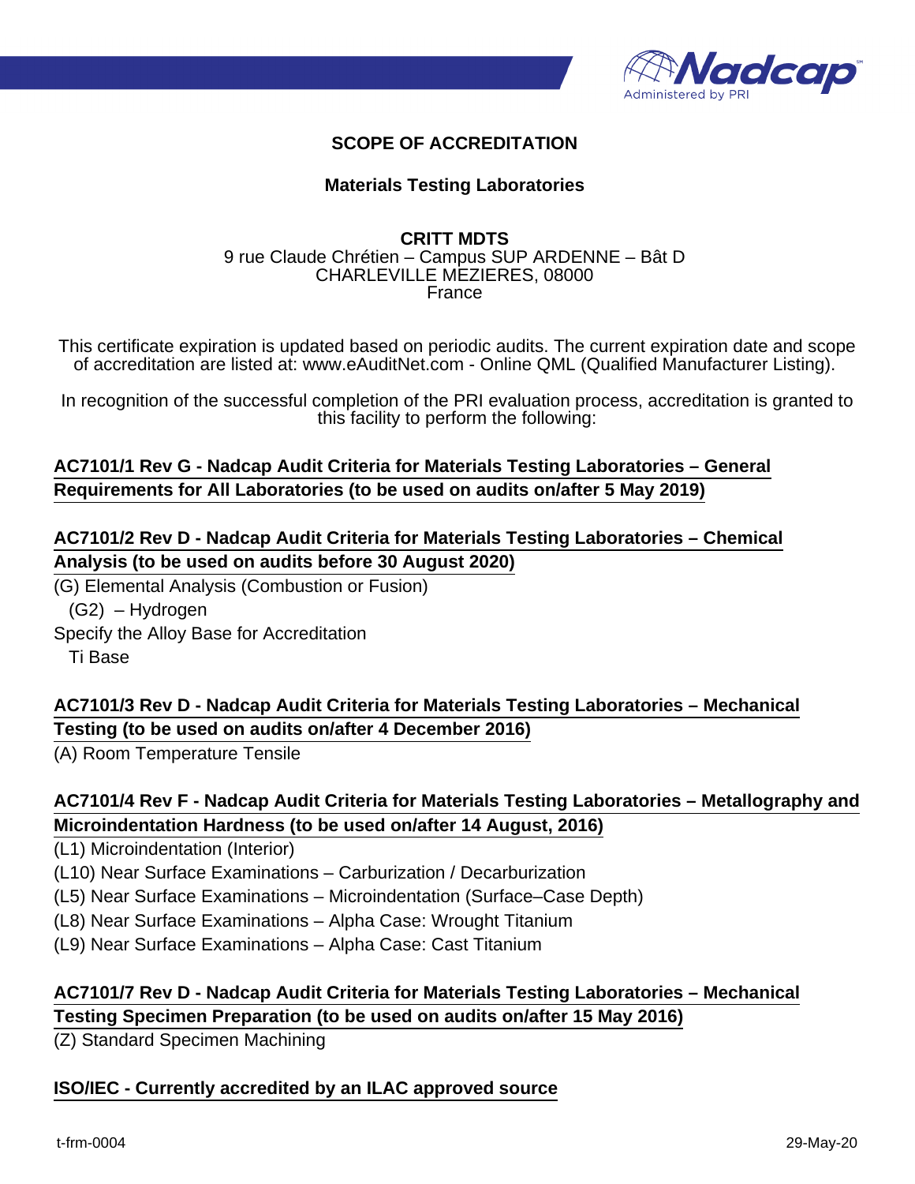# SCOPE OF ACCREDITATION

## Materials Testing Laboratories

**CRITT MDTS**
9 rue Claude Chrétien – Campus SUP ARDENNE – Bât D
CHARLEVILLE MEZIERES, 08000
France

This certificate expiration is updated based on periodic audits. The current expiration date and scope of accreditation are listed at: www.eAuditNet.com - Online QML (Qualified Manufacturer Listing).

In recognition of the successful completion of the PRI evaluation process, accreditation is granted to this facility to perform the following:

**AC7101/1 Rev G - Nadcap Audit Criteria for Materials Testing Laboratories – General Requirements for All Laboratories (to be used on audits on/after 5 May 2019)**

**AC7101/2 Rev D - Nadcap Audit Criteria for Materials Testing Laboratories – Chemical Analysis (to be used on audits before 30 August 2020)**

(G) Elemental Analysis (Combustion or Fusion)

- (G2) – Hydrogen

Specify the Alloy Base for Accreditation

- Ti Base

**AC7101/3 Rev D - Nadcap Audit Criteria for Materials Testing Laboratories – Mechanical Testing (to be used on audits on/after 4 December 2016)**

(A) Room Temperature Tensile

**AC7101/4 Rev F - Nadcap Audit Criteria for Materials Testing Laboratories – Metallography and Microindentation Hardness (to be used on/after 14 August, 2016)**

(L1) Microindentation (Interior)

(L10) Near Surface Examinations – Carburization / Decarburization

(L5) Near Surface Examinations – Microindentation (Surface–Case Depth)

(L8) Near Surface Examinations – Alpha Case: Wrought Titanium

(L9) Near Surface Examinations – Alpha Case: Cast Titanium

**AC7101/7 Rev D - Nadcap Audit Criteria for Materials Testing Laboratories – Mechanical Testing Specimen Preparation (to be used on audits on/after 15 May 2016)**

(Z) Standard Specimen Machining

**ISO/IEC - Currently accredited by an ILAC approved source**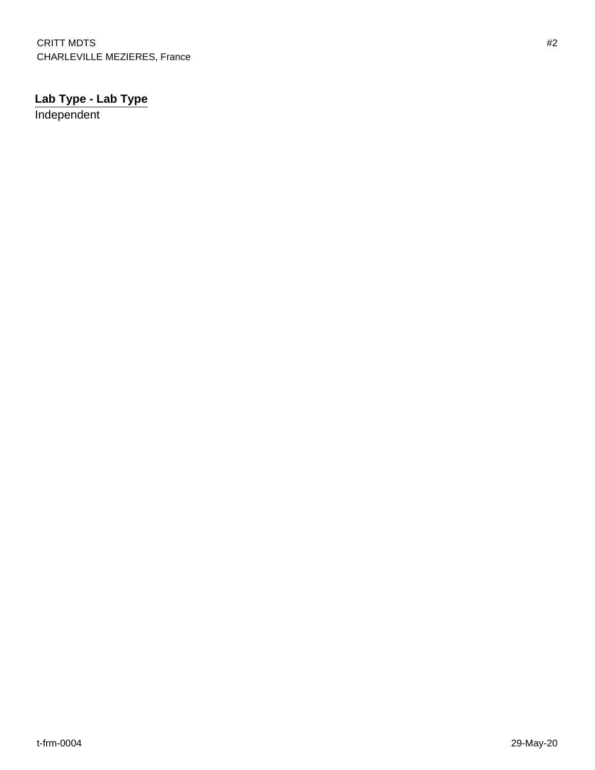CRITT MDTS
CHARLEVILLE MEZIERES, France

**Lab Type - Lab Type**

Independent